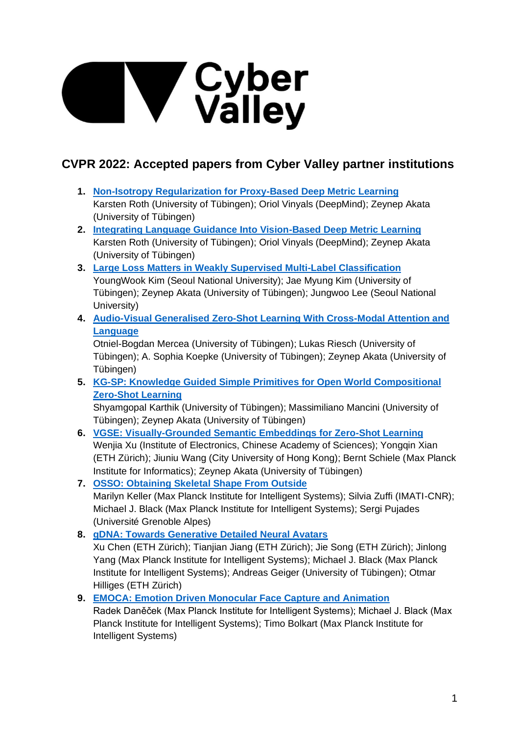# Cyber Valley

## CVPR 2022: Accepted papers from Cyber Valley partner institutions

1. **Non-Isotropy Regularization for Proxy-Based Deep Metric Learning**
   Karsten Roth (University of Tübingen); Oriol Vinyals (DeepMind); Zeynep Akata (University of Tübingen)
2. **Integrating Language Guidance Into Vision-Based Deep Metric Learning**
   Karsten Roth (University of Tübingen); Oriol Vinyals (DeepMind); Zeynep Akata (University of Tübingen)
3. **Large Loss Matters in Weakly Supervised Multi-Label Classification**
   YoungWook Kim (Seoul National University); Jae Myung Kim (University of Tübingen); Zeynep Akata (University of Tübingen); Jungwoo Lee (Seoul National University)
4. **Audio-Visual Generalised Zero-Shot Learning With Cross-Modal Attention and Language**
   Otniel-Bogdan Mercea (University of Tübingen); Lukas Riesch (University of Tübingen); A. Sophia Koepke (University of Tübingen); Zeynep Akata (University of Tübingen)
5. **KG-SP: Knowledge Guided Simple Primitives for Open World Compositional Zero-Shot Learning**
   Shyamgopal Karthik (University of Tübingen); Massimiliano Mancini (University of Tübingen); Zeynep Akata (University of Tübingen)
6. **VGSE: Visually-Grounded Semantic Embeddings for Zero-Shot Learning**
   Wenjia Xu (Institute of Electronics, Chinese Academy of Sciences); Yongqin Xian (ETH Zürich); Jiuniu Wang (City University of Hong Kong); Bernt Schiele (Max Planck Institute for Informatics); Zeynep Akata (University of Tübingen)
7. **OSSO: Obtaining Skeletal Shape From Outside**
   Marilyn Keller (Max Planck Institute for Intelligent Systems); Silvia Zuffi (IMATI-CNR); Michael J. Black (Max Planck Institute for Intelligent Systems); Sergi Pujades (Université Grenoble Alpes)
8. **gDNA: Towards Generative Detailed Neural Avatars**
   Xu Chen (ETH Zürich); Tianjian Jiang (ETH Zürich); Jie Song (ETH Zürich); Jinlong Yang (Max Planck Institute for Intelligent Systems); Michael J. Black (Max Planck Institute for Intelligent Systems); Andreas Geiger (University of Tübingen); Otmar Hilliges (ETH Zürich)
9. **EMOCA: Emotion Driven Monocular Face Capture and Animation**
   Radek Daněček (Max Planck Institute for Intelligent Systems); Michael J. Black (Max Planck Institute for Intelligent Systems); Timo Bolkart (Max Planck Institute for Intelligent Systems)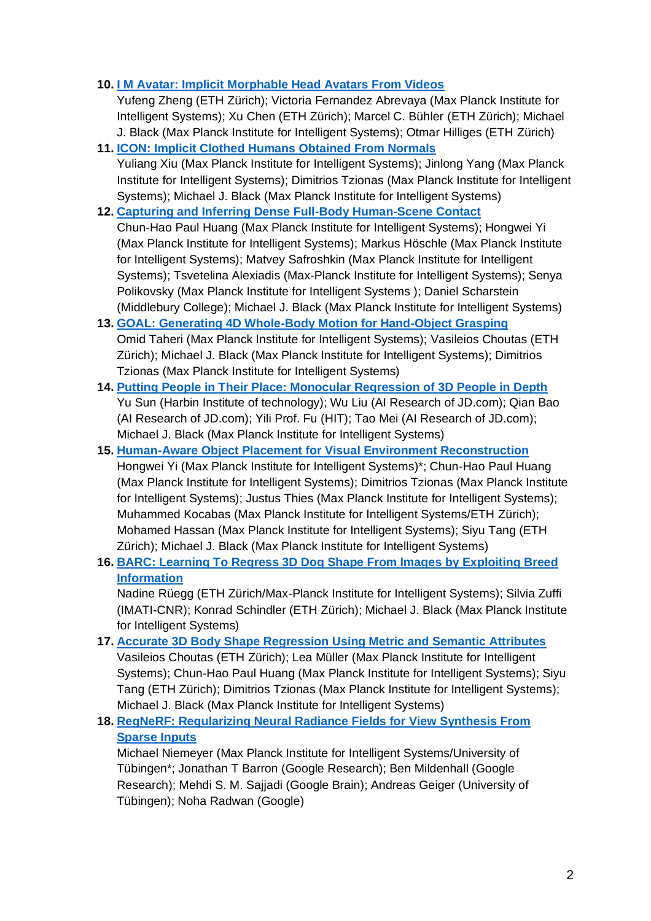10. **I M Avatar: Implicit Morphable Head Avatars From Videos**
    Yufeng Zheng (ETH Zürich); Victoria Fernandez Abrevaya (Max Planck Institute for Intelligent Systems); Xu Chen (ETH Zürich); Marcel C. Bühler (ETH Zürich); Michael J. Black (Max Planck Institute for Intelligent Systems); Otmar Hilliges (ETH Zürich)
11. **ICON: Implicit Clothed Humans Obtained From Normals**
    Yuliang Xiu (Max Planck Institute for Intelligent Systems); Jinlong Yang (Max Planck Institute for Intelligent Systems); Dimitrios Tzionas (Max Planck Institute for Intelligent Systems); Michael J. Black (Max Planck Institute for Intelligent Systems)
12. **Capturing and Inferring Dense Full-Body Human-Scene Contact**
    Chun-Hao Paul Huang (Max Planck Institute for Intelligent Systems); Hongwei Yi (Max Planck Institute for Intelligent Systems); Markus Höschle (Max Planck Institute for Intelligent Systems); Matvey Safroshkin (Max Planck Institute for Intelligent Systems); Tsvetelina Alexiadis (Max-Planck Institute for Intelligent Systems); Senya Polikovsky (Max Planck Institute for Intelligent Systems ); Daniel Scharstein (Middlebury College); Michael J. Black (Max Planck Institute for Intelligent Systems)
13. **GOAL: Generating 4D Whole-Body Motion for Hand-Object Grasping**
    Omid Taheri (Max Planck Institute for Intelligent Systems); Vasileios Choutas (ETH Zürich); Michael J. Black (Max Planck Institute for Intelligent Systems); Dimitrios Tzionas (Max Planck Institute for Intelligent Systems)
14. **Putting People in Their Place: Monocular Regression of 3D People in Depth**
    Yu Sun (Harbin Institute of technology); Wu Liu (AI Research of JD.com); Qian Bao (AI Research of JD.com); Yili Prof. Fu (HIT); Tao Mei (AI Research of JD.com); Michael J. Black (Max Planck Institute for Intelligent Systems)
15. **Human-Aware Object Placement for Visual Environment Reconstruction**
    Hongwei Yi (Max Planck Institute for Intelligent Systems)*; Chun-Hao Paul Huang (Max Planck Institute for Intelligent Systems); Dimitrios Tzionas (Max Planck Institute for Intelligent Systems); Justus Thies (Max Planck Institute for Intelligent Systems); Muhammed Kocabas (Max Planck Institute for Intelligent Systems/ETH Zürich); Mohamed Hassan (Max Planck Institute for Intelligent Systems); Siyu Tang (ETH Zürich); Michael J. Black (Max Planck Institute for Intelligent Systems)
16. **BARC: Learning To Regress 3D Dog Shape From Images by Exploiting Breed Information**
    Nadine Rüegg (ETH Zürich/Max-Planck Institute for Intelligent Systems); Silvia Zuffi (IMATI-CNR); Konrad Schindler (ETH Zürich); Michael J. Black (Max Planck Institute for Intelligent Systems)
17. **Accurate 3D Body Shape Regression Using Metric and Semantic Attributes**
    Vasileios Choutas (ETH Zürich); Lea Müller (Max Planck Institute for Intelligent Systems); Chun-Hao Paul Huang (Max Planck Institute for Intelligent Systems); Siyu Tang (ETH Zürich); Dimitrios Tzionas (Max Planck Institute for Intelligent Systems); Michael J. Black (Max Planck Institute for Intelligent Systems)
18. **RegNeRF: Regularizing Neural Radiance Fields for View Synthesis From Sparse Inputs**
    Michael Niemeyer (Max Planck Institute for Intelligent Systems/University of Tübingen*; Jonathan T Barron (Google Research); Ben Mildenhall (Google Research); Mehdi S. M. Sajjadi (Google Brain); Andreas Geiger (University of Tübingen); Noha Radwan (Google)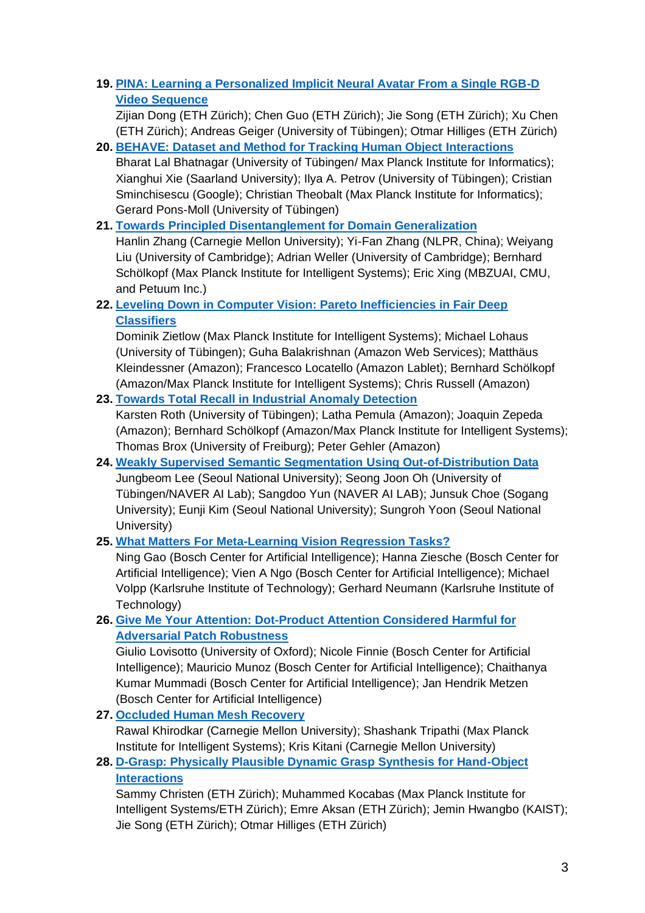19. **PINA: Learning a Personalized Implicit Neural Avatar From a Single RGB-D Video Sequence**
    Zijian Dong (ETH Zürich); Chen Guo (ETH Zürich); Jie Song (ETH Zürich); Xu Chen (ETH Zürich); Andreas Geiger (University of Tübingen); Otmar Hilliges (ETH Zürich)
20. **BEHAVE: Dataset and Method for Tracking Human Object Interactions**
    Bharat Lal Bhatnagar (University of Tübingen/ Max Planck Institute for Informatics); Xianghui Xie (Saarland University); Ilya A. Petrov (University of Tübingen); Cristian Sminchisescu (Google); Christian Theobalt (Max Planck Institute for Informatics); Gerard Pons-Moll (University of Tübingen)
21. **Towards Principled Disentanglement for Domain Generalization**
    Hanlin Zhang (Carnegie Mellon University); Yi-Fan Zhang (NLPR, China); Weiyang Liu (University of Cambridge); Adrian Weller (University of Cambridge); Bernhard Schölkopf (Max Planck Institute for Intelligent Systems); Eric Xing (MBZUAI, CMU, and Petuum Inc.)
22. **Leveling Down in Computer Vision: Pareto Inefficiencies in Fair Deep Classifiers**
    Dominik Zietlow (Max Planck Institute for Intelligent Systems); Michael Lohaus (University of Tübingen); Guha Balakrishnan (Amazon Web Services); Matthäus Kleindessner (Amazon); Francesco Locatello (Amazon Lablet); Bernhard Schölkopf (Amazon/Max Planck Institute for Intelligent Systems); Chris Russell (Amazon)
23. **Towards Total Recall in Industrial Anomaly Detection**
    Karsten Roth (University of Tübingen); Latha Pemula (Amazon); Joaquin Zepeda (Amazon); Bernhard Schölkopf (Amazon/Max Planck Institute for Intelligent Systems); Thomas Brox (University of Freiburg); Peter Gehler (Amazon)
24. **Weakly Supervised Semantic Segmentation Using Out-of-Distribution Data**
    Jungbeom Lee (Seoul National University); Seong Joon Oh (University of Tübingen/NAVER AI Lab); Sangdoo Yun (NAVER AI LAB); Junsuk Choe (Sogang University); Eunji Kim (Seoul National University); Sungroh Yoon (Seoul National University)
25. **What Matters For Meta-Learning Vision Regression Tasks?**
    Ning Gao (Bosch Center for Artificial Intelligence); Hanna Ziesche (Bosch Center for Artificial Intelligence); Vien A Ngo (Bosch Center for Artificial Intelligence); Michael Volpp (Karlsruhe Institute of Technology); Gerhard Neumann (Karlsruhe Institute of Technology)
26. **Give Me Your Attention: Dot-Product Attention Considered Harmful for Adversarial Patch Robustness**
    Giulio Lovisotto (University of Oxford); Nicole Finnie (Bosch Center for Artificial Intelligence); Mauricio Munoz (Bosch Center for Artificial Intelligence); Chaithanya Kumar Mummadi (Bosch Center for Artificial Intelligence); Jan Hendrik Metzen (Bosch Center for Artificial Intelligence)
27. **Occluded Human Mesh Recovery**
    Rawal Khirodkar (Carnegie Mellon University); Shashank Tripathi (Max Planck Institute for Intelligent Systems); Kris Kitani (Carnegie Mellon University)
28. **D-Grasp: Physically Plausible Dynamic Grasp Synthesis for Hand-Object Interactions**
    Sammy Christen (ETH Zürich); Muhammed Kocabas (Max Planck Institute for Intelligent Systems/ETH Zürich); Emre Aksan (ETH Zürich); Jemin Hwangbo (KAIST); Jie Song (ETH Zürich); Otmar Hilliges (ETH Zürich)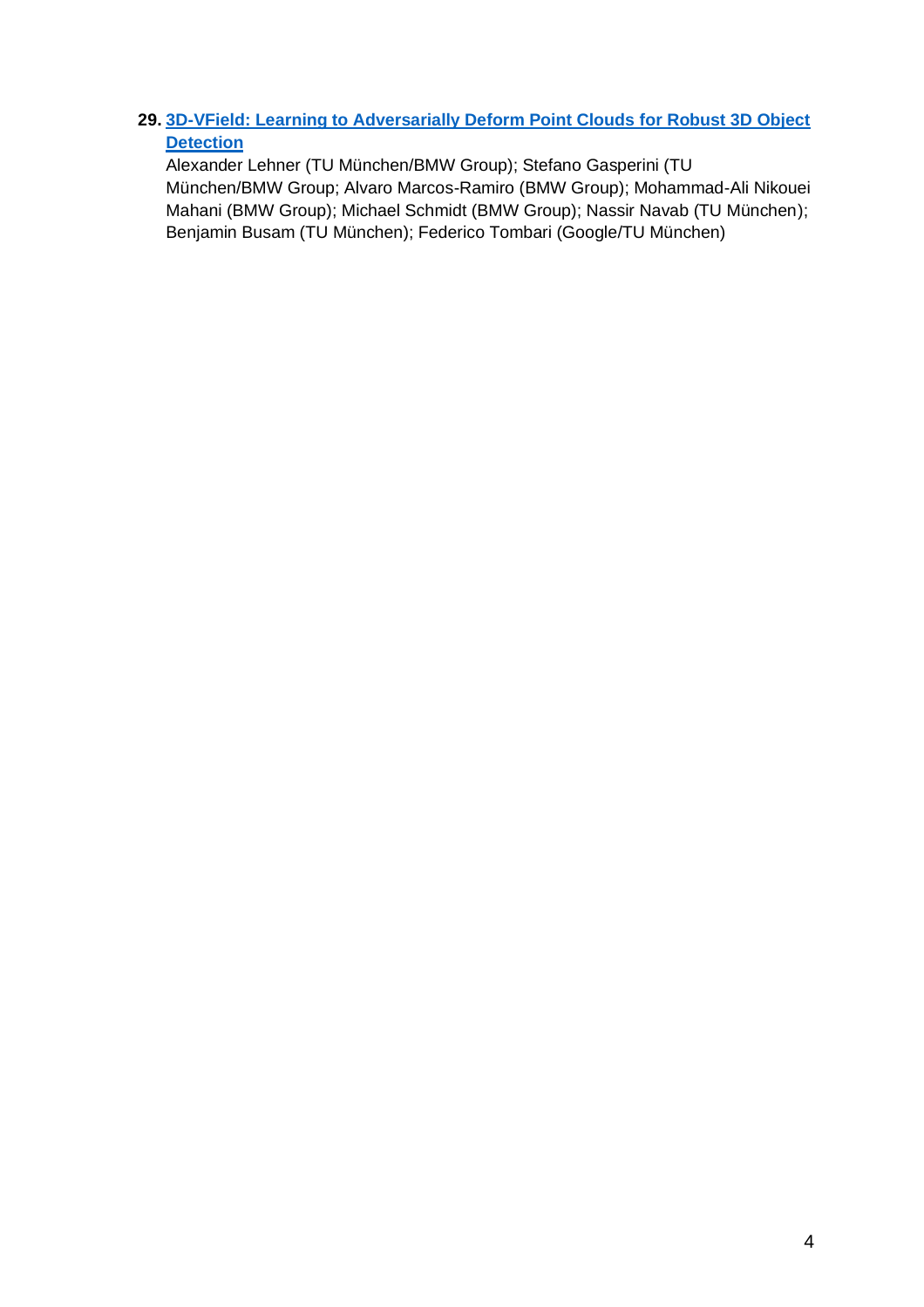29. **3D-VField: Learning to Adversarially Deform Point Clouds for Robust 3D Object Detection**
    Alexander Lehner (TU München/BMW Group); Stefano Gasperini (TU München/BMW Group; Alvaro Marcos-Ramiro (BMW Group); Mohammad-Ali Nikouei Mahani (BMW Group); Michael Schmidt (BMW Group); Nassir Navab (TU München); Benjamin Busam (TU München); Federico Tombari (Google/TU München)